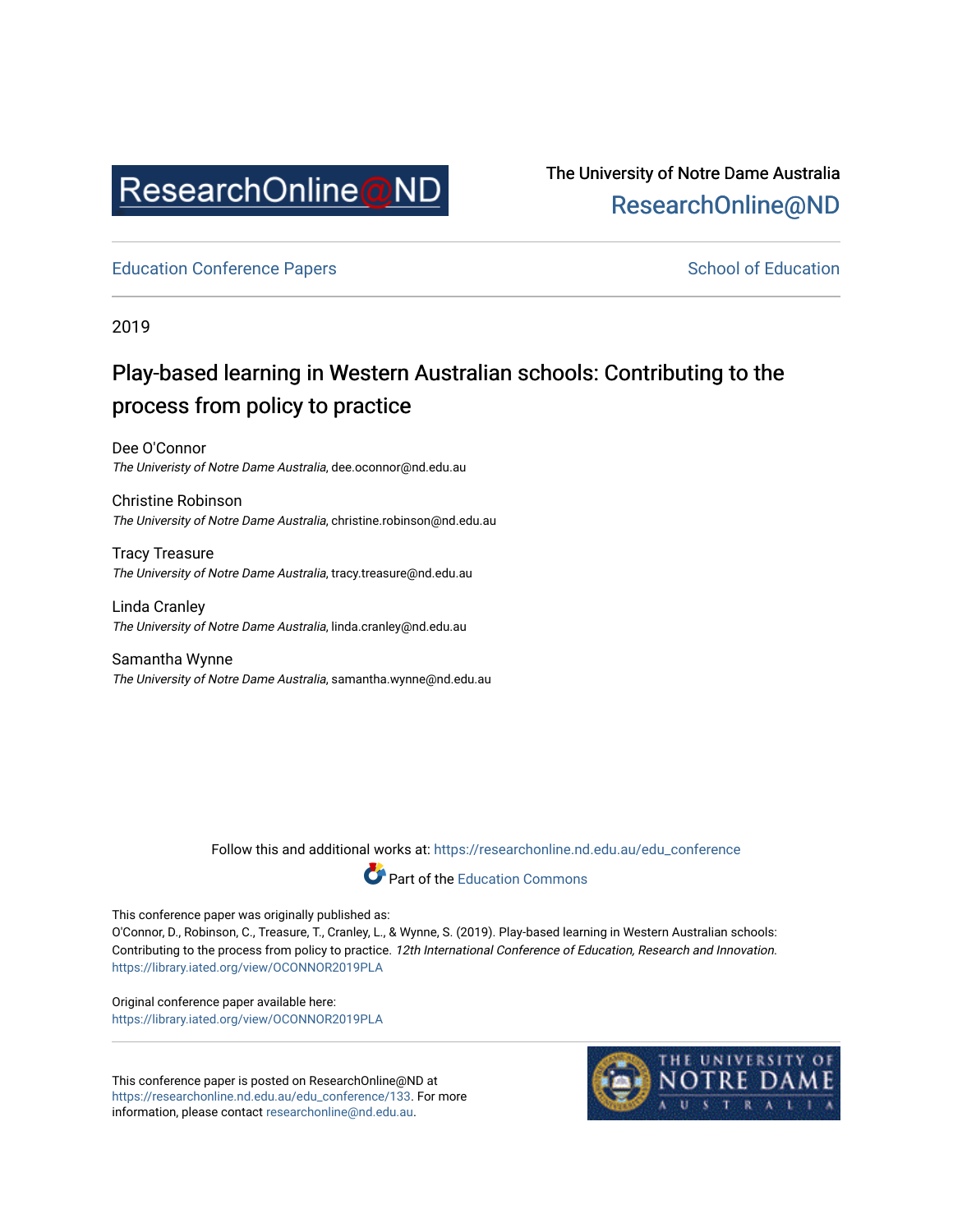ResearchOnline@ND

The University of Notre Dame Australia
ResearchOnline@ND

Education Conference Papers

School of Education

2019

# Play-based learning in Western Australian schools: Contributing to the process from policy to practice

Dee O'Connor
*The Univeristy of Notre Dame Australia*, dee.oconnor@nd.edu.au

Christine Robinson
*The University of Notre Dame Australia*, christine.robinson@nd.edu.au

Tracy Treasure
*The University of Notre Dame Australia*, tracy.treasure@nd.edu.au

Linda Cranley
*The University of Notre Dame Australia*, linda.cranley@nd.edu.au

Samantha Wynne
*The University of Notre Dame Australia*, samantha.wynne@nd.edu.au

Follow this and additional works at: https://researchonline.nd.edu.au/edu_conference

Part of the Education Commons

This conference paper was originally published as:
O'Connor, D., Robinson, C., Treasure, T., Cranley, L., & Wynne, S. (2019). Play-based learning in Western Australian schools: Contributing to the process from policy to practice. *12th International Conference of Education, Research and Innovation*.
https://library.iated.org/view/OCONNOR2019PLA

Original conference paper available here:
https://library.iated.org/view/OCONNOR2019PLA

This conference paper is posted on ResearchOnline@ND at https://researchonline.nd.edu.au/edu_conference/133. For more information, please contact researchonline@nd.edu.au.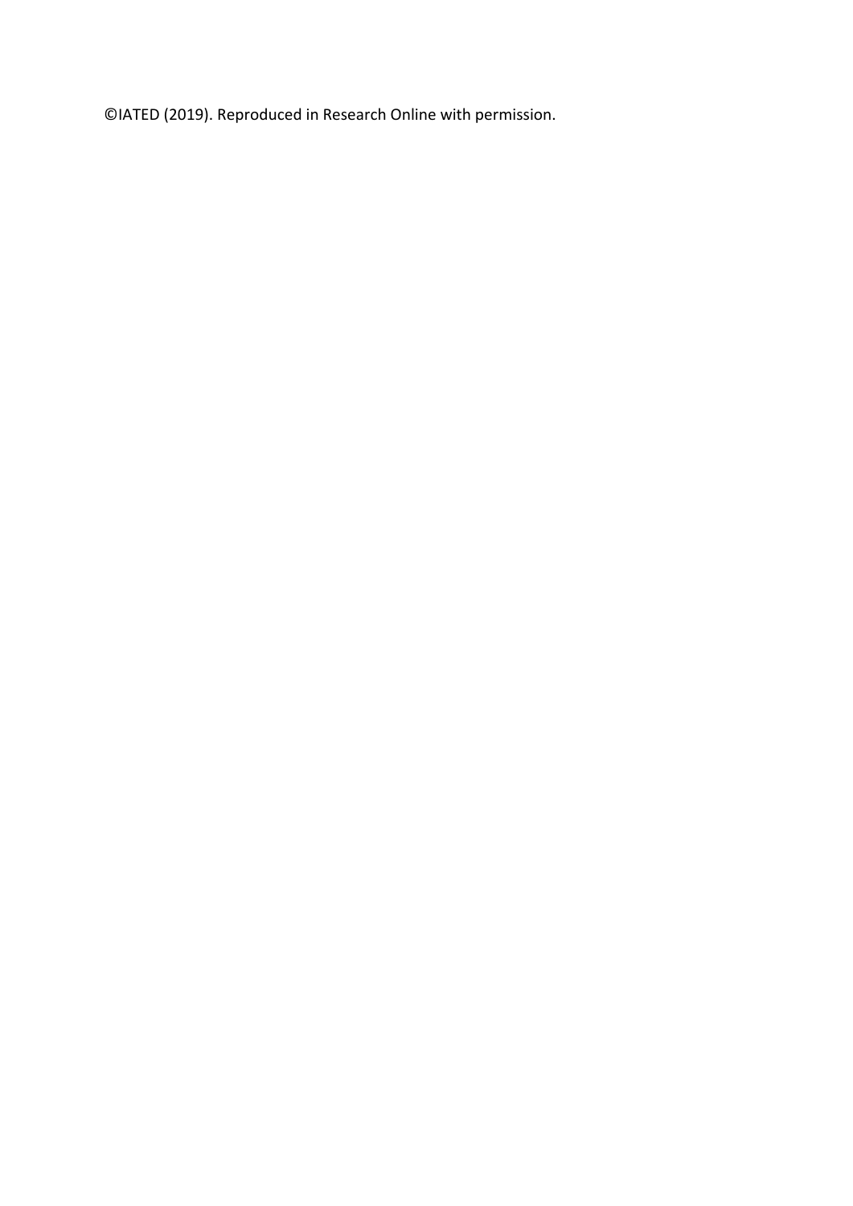©IATED (2019). Reproduced in Research Online with permission.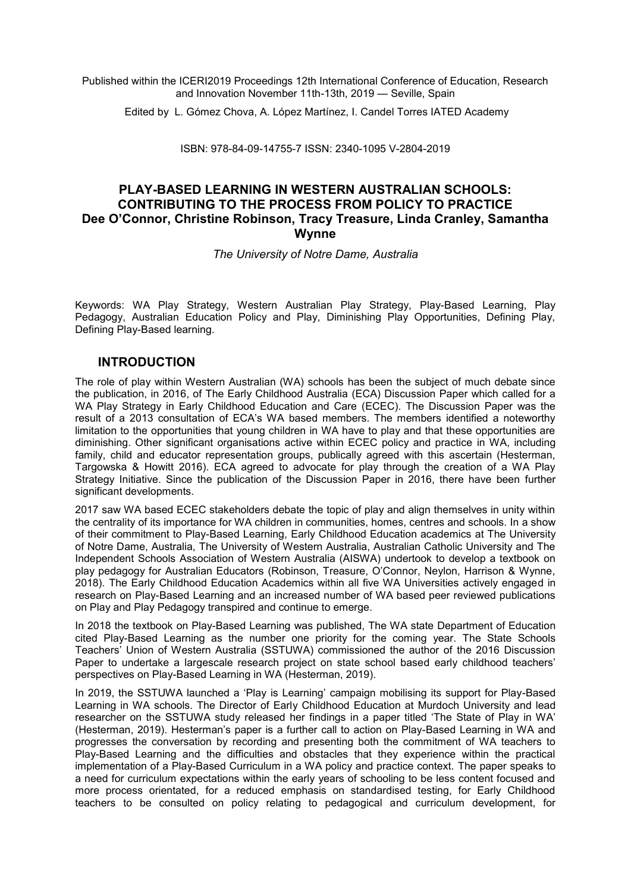Published within the ICERI2019 Proceedings 12th International Conference of Education, Research and Innovation November 11th-13th, 2019 — Seville, Spain

Edited by L. Gómez Chova, A. López Martínez, I. Candel Torres IATED Academy

ISBN: 978-84-09-14755-7 ISSN: 2340-1095 V-2804-2019

# PLAY-BASED LEARNING IN WESTERN AUSTRALIAN SCHOOLS: CONTRIBUTING TO THE PROCESS FROM POLICY TO PRACTICE

**Dee O'Connor, Christine Robinson, Tracy Treasure, Linda Cranley, Samantha Wynne**

*The University of Notre Dame, Australia*

Keywords: WA Play Strategy, Western Australian Play Strategy, Play-Based Learning, Play Pedagogy, Australian Education Policy and Play, Diminishing Play Opportunities, Defining Play, Defining Play-Based learning.

## INTRODUCTION

The role of play within Western Australian (WA) schools has been the subject of much debate since the publication, in 2016, of The Early Childhood Australia (ECA) Discussion Paper which called for a WA Play Strategy in Early Childhood Education and Care (ECEC). The Discussion Paper was the result of a 2013 consultation of ECA's WA based members. The members identified a noteworthy limitation to the opportunities that young children in WA have to play and that these opportunities are diminishing. Other significant organisations active within ECEC policy and practice in WA, including family, child and educator representation groups, publically agreed with this ascertain (Hesterman, Targowska & Howitt 2016). ECA agreed to advocate for play through the creation of a WA Play Strategy Initiative. Since the publication of the Discussion Paper in 2016, there have been further significant developments.

2017 saw WA based ECEC stakeholders debate the topic of play and align themselves in unity within the centrality of its importance for WA children in communities, homes, centres and schools. In a show of their commitment to Play-Based Learning, Early Childhood Education academics at The University of Notre Dame, Australia, The University of Western Australia, Australian Catholic University and The Independent Schools Association of Western Australia (AISWA) undertook to develop a textbook on play pedagogy for Australian Educators (Robinson, Treasure, O'Connor, Neylon, Harrison & Wynne, 2018). The Early Childhood Education Academics within all five WA Universities actively engaged in research on Play-Based Learning and an increased number of WA based peer reviewed publications on Play and Play Pedagogy transpired and continue to emerge.

In 2018 the textbook on Play-Based Learning was published, The WA state Department of Education cited Play-Based Learning as the number one priority for the coming year. The State Schools Teachers' Union of Western Australia (SSTUWA) commissioned the author of the 2016 Discussion Paper to undertake a largescale research project on state school based early childhood teachers' perspectives on Play-Based Learning in WA (Hesterman, 2019).

In 2019, the SSTUWA launched a 'Play is Learning' campaign mobilising its support for Play-Based Learning in WA schools. The Director of Early Childhood Education at Murdoch University and lead researcher on the SSTUWA study released her findings in a paper titled 'The State of Play in WA' (Hesterman, 2019). Hesterman's paper is a further call to action on Play-Based Learning in WA and progresses the conversation by recording and presenting both the commitment of WA teachers to Play-Based Learning and the difficulties and obstacles that they experience within the practical implementation of a Play-Based Curriculum in a WA policy and practice context. The paper speaks to a need for curriculum expectations within the early years of schooling to be less content focused and more process orientated, for a reduced emphasis on standardised testing, for Early Childhood teachers to be consulted on policy relating to pedagogical and curriculum development, for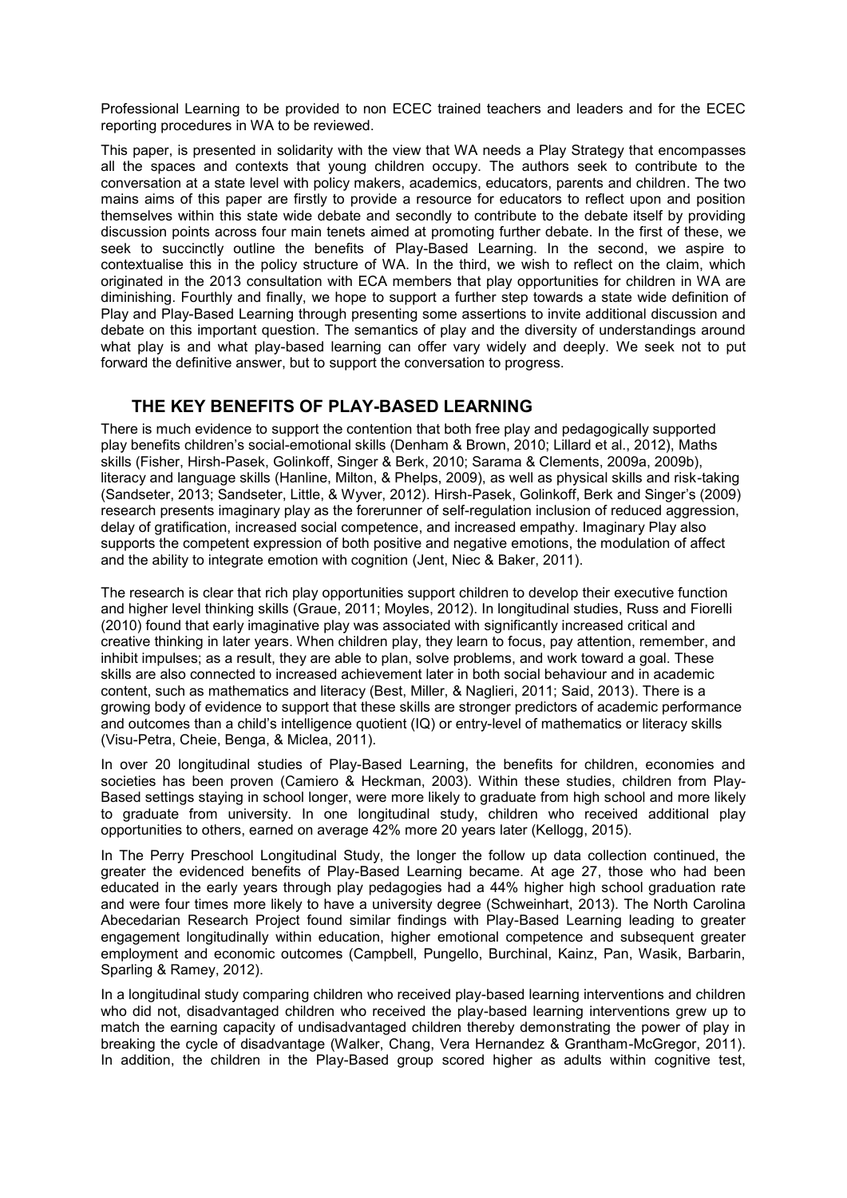Professional Learning to be provided to non ECEC trained teachers and leaders and for the ECEC reporting procedures in WA to be reviewed.

This paper, is presented in solidarity with the view that WA needs a Play Strategy that encompasses all the spaces and contexts that young children occupy. The authors seek to contribute to the conversation at a state level with policy makers, academics, educators, parents and children. The two mains aims of this paper are firstly to provide a resource for educators to reflect upon and position themselves within this state wide debate and secondly to contribute to the debate itself by providing discussion points across four main tenets aimed at promoting further debate. In the first of these, we seek to succinctly outline the benefits of Play-Based Learning. In the second, we aspire to contextualise this in the policy structure of WA. In the third, we wish to reflect on the claim, which originated in the 2013 consultation with ECA members that play opportunities for children in WA are diminishing. Fourthly and finally, we hope to support a further step towards a state wide definition of Play and Play-Based Learning through presenting some assertions to invite additional discussion and debate on this important question. The semantics of play and the diversity of understandings around what play is and what play-based learning can offer vary widely and deeply. We seek not to put forward the definitive answer, but to support the conversation to progress.

## THE KEY BENEFITS OF PLAY-BASED LEARNING

There is much evidence to support the contention that both free play and pedagogically supported play benefits children's social-emotional skills (Denham & Brown, 2010; Lillard et al., 2012), Maths skills (Fisher, Hirsh-Pasek, Golinkoff, Singer & Berk, 2010; Sarama & Clements, 2009a, 2009b), literacy and language skills (Hanline, Milton, & Phelps, 2009), as well as physical skills and risk-taking (Sandseter, 2013; Sandseter, Little, & Wyver, 2012). Hirsh-Pasek, Golinkoff, Berk and Singer's (2009) research presents imaginary play as the forerunner of self-regulation inclusion of reduced aggression, delay of gratification, increased social competence, and increased empathy. Imaginary Play also supports the competent expression of both positive and negative emotions, the modulation of affect and the ability to integrate emotion with cognition (Jent, Niec & Baker, 2011).

The research is clear that rich play opportunities support children to develop their executive function and higher level thinking skills (Graue, 2011; Moyles, 2012). In longitudinal studies, Russ and Fiorelli (2010) found that early imaginative play was associated with significantly increased critical and creative thinking in later years. When children play, they learn to focus, pay attention, remember, and inhibit impulses; as a result, they are able to plan, solve problems, and work toward a goal. These skills are also connected to increased achievement later in both social behaviour and in academic content, such as mathematics and literacy (Best, Miller, & Naglieri, 2011; Said, 2013). There is a growing body of evidence to support that these skills are stronger predictors of academic performance and outcomes than a child's intelligence quotient (IQ) or entry-level of mathematics or literacy skills (Visu-Petra, Cheie, Benga, & Miclea, 2011).

In over 20 longitudinal studies of Play-Based Learning, the benefits for children, economies and societies has been proven (Camiero & Heckman, 2003). Within these studies, children from Play-Based settings staying in school longer, were more likely to graduate from high school and more likely to graduate from university. In one longitudinal study, children who received additional play opportunities to others, earned on average 42% more 20 years later (Kellogg, 2015).

In The Perry Preschool Longitudinal Study, the longer the follow up data collection continued, the greater the evidenced benefits of Play-Based Learning became. At age 27, those who had been educated in the early years through play pedagogies had a 44% higher high school graduation rate and were four times more likely to have a university degree (Schweinhart, 2013). The North Carolina Abecedarian Research Project found similar findings with Play-Based Learning leading to greater engagement longitudinally within education, higher emotional competence and subsequent greater employment and economic outcomes (Campbell, Pungello, Burchinal, Kainz, Pan, Wasik, Barbarin, Sparling & Ramey, 2012).

In a longitudinal study comparing children who received play-based learning interventions and children who did not, disadvantaged children who received the play-based learning interventions grew up to match the earning capacity of undisadvantaged children thereby demonstrating the power of play in breaking the cycle of disadvantage (Walker, Chang, Vera Hernandez & Grantham-McGregor, 2011). In addition, the children in the Play-Based group scored higher as adults within cognitive test,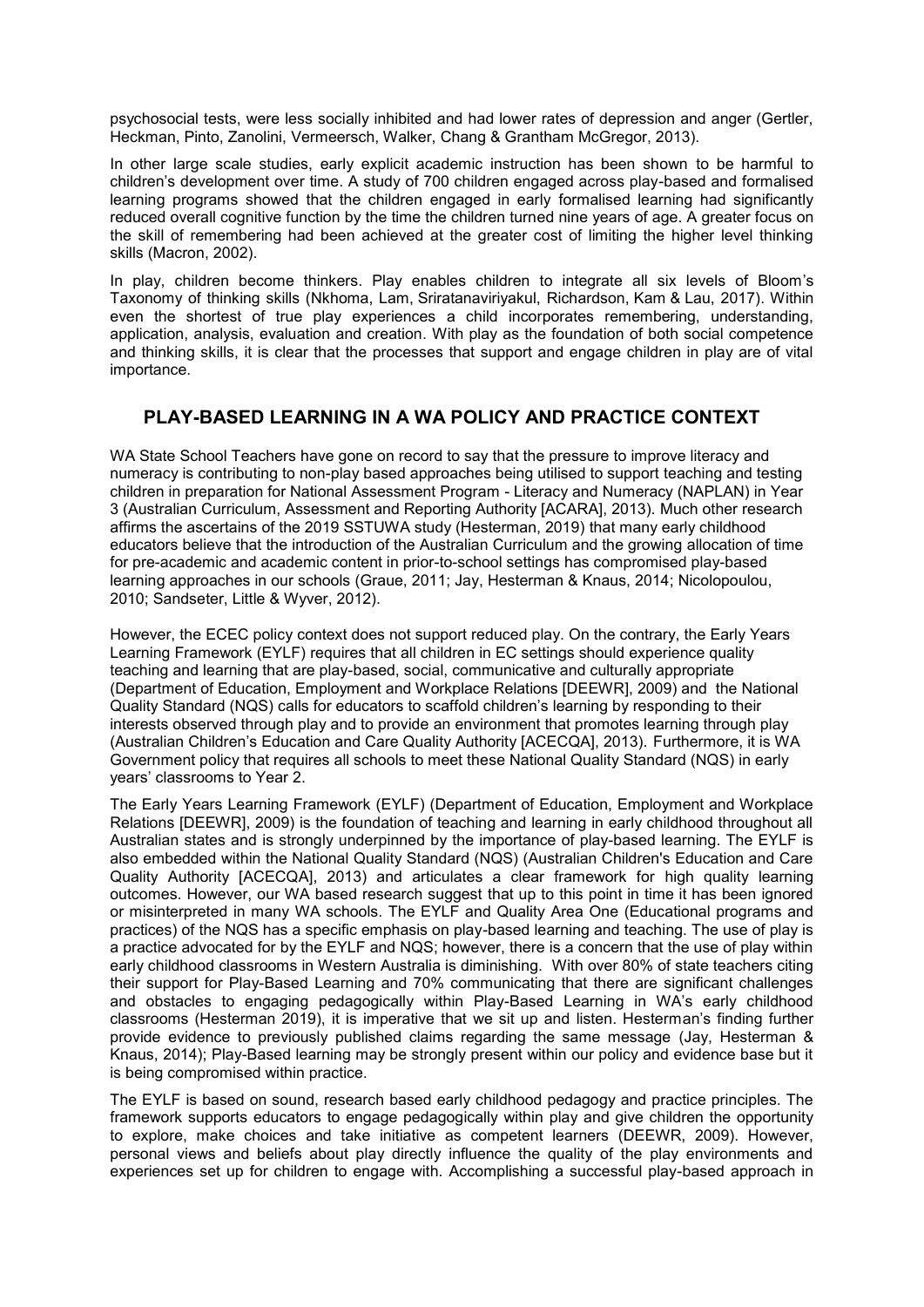psychosocial tests, were less socially inhibited and had lower rates of depression and anger (Gertler, Heckman, Pinto, Zanolini, Vermeersch, Walker, Chang & Grantham McGregor, 2013).

In other large scale studies, early explicit academic instruction has been shown to be harmful to children's development over time. A study of 700 children engaged across play-based and formalised learning programs showed that the children engaged in early formalised learning had significantly reduced overall cognitive function by the time the children turned nine years of age. A greater focus on the skill of remembering had been achieved at the greater cost of limiting the higher level thinking skills (Macron, 2002).

In play, children become thinkers. Play enables children to integrate all six levels of Bloom's Taxonomy of thinking skills (Nkhoma, Lam, Sriratanaviriyakul, Richardson, Kam & Lau, 2017). Within even the shortest of true play experiences a child incorporates remembering, understanding, application, analysis, evaluation and creation. With play as the foundation of both social competence and thinking skills, it is clear that the processes that support and engage children in play are of vital importance.

## PLAY-BASED LEARNING IN A WA POLICY AND PRACTICE CONTEXT

WA State School Teachers have gone on record to say that the pressure to improve literacy and numeracy is contributing to non-play based approaches being utilised to support teaching and testing children in preparation for National Assessment Program - Literacy and Numeracy (NAPLAN) in Year 3 (Australian Curriculum, Assessment and Reporting Authority [ACARA], 2013). Much other research affirms the ascertains of the 2019 SSTUWA study (Hesterman, 2019) that many early childhood educators believe that the introduction of the Australian Curriculum and the growing allocation of time for pre-academic and academic content in prior-to-school settings has compromised play-based learning approaches in our schools (Graue, 2011; Jay, Hesterman & Knaus, 2014; Nicolopoulou, 2010; Sandseter, Little & Wyver, 2012).

However, the ECEC policy context does not support reduced play. On the contrary, the Early Years Learning Framework (EYLF) requires that all children in EC settings should experience quality teaching and learning that are play-based, social, communicative and culturally appropriate (Department of Education, Employment and Workplace Relations [DEEWR], 2009) and the National Quality Standard (NQS) calls for educators to scaffold children's learning by responding to their interests observed through play and to provide an environment that promotes learning through play (Australian Children's Education and Care Quality Authority [ACECQA], 2013). Furthermore, it is WA Government policy that requires all schools to meet these National Quality Standard (NQS) in early years' classrooms to Year 2.

The Early Years Learning Framework (EYLF) (Department of Education, Employment and Workplace Relations [DEEWR], 2009) is the foundation of teaching and learning in early childhood throughout all Australian states and is strongly underpinned by the importance of play-based learning. The EYLF is also embedded within the National Quality Standard (NQS) (Australian Children's Education and Care Quality Authority [ACECQA], 2013) and articulates a clear framework for high quality learning outcomes. However, our WA based research suggest that up to this point in time it has been ignored or misinterpreted in many WA schools. The EYLF and Quality Area One (Educational programs and practices) of the NQS has a specific emphasis on play-based learning and teaching. The use of play is a practice advocated for by the EYLF and NQS; however, there is a concern that the use of play within early childhood classrooms in Western Australia is diminishing. With over 80% of state teachers citing their support for Play-Based Learning and 70% communicating that there are significant challenges and obstacles to engaging pedagogically within Play-Based Learning in WA's early childhood classrooms (Hesterman 2019), it is imperative that we sit up and listen. Hesterman's finding further provide evidence to previously published claims regarding the same message (Jay, Hesterman & Knaus, 2014); Play-Based learning may be strongly present within our policy and evidence base but it is being compromised within practice.

The EYLF is based on sound, research based early childhood pedagogy and practice principles. The framework supports educators to engage pedagogically within play and give children the opportunity to explore, make choices and take initiative as competent learners (DEEWR, 2009). However, personal views and beliefs about play directly influence the quality of the play environments and experiences set up for children to engage with. Accomplishing a successful play-based approach in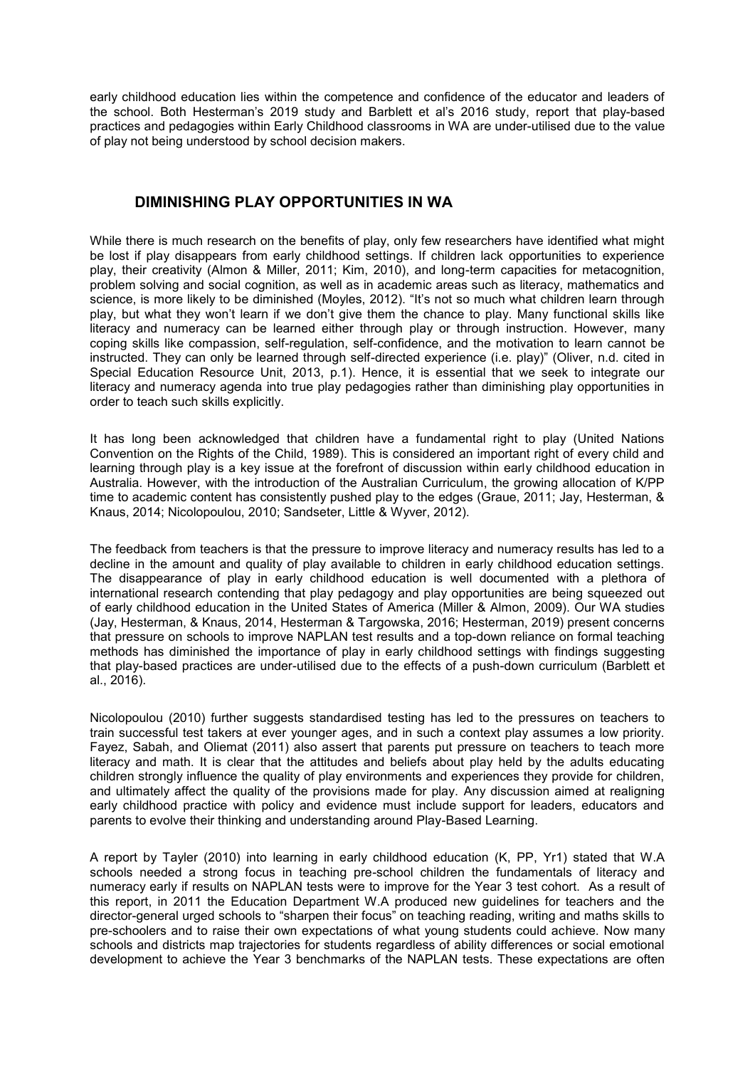early childhood education lies within the competence and confidence of the educator and leaders of the school. Both Hesterman's 2019 study and Barblett et al's 2016 study, report that play-based practices and pedagogies within Early Childhood classrooms in WA are under-utilised due to the value of play not being understood by school decision makers.

## DIMINISHING PLAY OPPORTUNITIES IN WA

While there is much research on the benefits of play, only few researchers have identified what might be lost if play disappears from early childhood settings. If children lack opportunities to experience play, their creativity (Almon & Miller, 2011; Kim, 2010), and long-term capacities for metacognition, problem solving and social cognition, as well as in academic areas such as literacy, mathematics and science, is more likely to be diminished (Moyles, 2012). "It's not so much what children learn through play, but what they won't learn if we don't give them the chance to play. Many functional skills like literacy and numeracy can be learned either through play or through instruction. However, many coping skills like compassion, self-regulation, self-confidence, and the motivation to learn cannot be instructed. They can only be learned through self-directed experience (i.e. play)" (Oliver, n.d. cited in Special Education Resource Unit, 2013, p.1). Hence, it is essential that we seek to integrate our literacy and numeracy agenda into true play pedagogies rather than diminishing play opportunities in order to teach such skills explicitly.

It has long been acknowledged that children have a fundamental right to play (United Nations Convention on the Rights of the Child, 1989). This is considered an important right of every child and learning through play is a key issue at the forefront of discussion within early childhood education in Australia. However, with the introduction of the Australian Curriculum, the growing allocation of K/PP time to academic content has consistently pushed play to the edges (Graue, 2011; Jay, Hesterman, & Knaus, 2014; Nicolopoulou, 2010; Sandseter, Little & Wyver, 2012).

The feedback from teachers is that the pressure to improve literacy and numeracy results has led to a decline in the amount and quality of play available to children in early childhood education settings. The disappearance of play in early childhood education is well documented with a plethora of international research contending that play pedagogy and play opportunities are being squeezed out of early childhood education in the United States of America (Miller & Almon, 2009). Our WA studies (Jay, Hesterman, & Knaus, 2014, Hesterman & Targowska, 2016; Hesterman, 2019) present concerns that pressure on schools to improve NAPLAN test results and a top-down reliance on formal teaching methods has diminished the importance of play in early childhood settings with findings suggesting that play-based practices are under-utilised due to the effects of a push-down curriculum (Barblett et al., 2016).

Nicolopoulou (2010) further suggests standardised testing has led to the pressures on teachers to train successful test takers at ever younger ages, and in such a context play assumes a low priority. Fayez, Sabah, and Oliemat (2011) also assert that parents put pressure on teachers to teach more literacy and math. It is clear that the attitudes and beliefs about play held by the adults educating children strongly influence the quality of play environments and experiences they provide for children, and ultimately affect the quality of the provisions made for play. Any discussion aimed at realigning early childhood practice with policy and evidence must include support for leaders, educators and parents to evolve their thinking and understanding around Play-Based Learning.

A report by Tayler (2010) into learning in early childhood education (K, PP, Yr1) stated that W.A schools needed a strong focus in teaching pre-school children the fundamentals of literacy and numeracy early if results on NAPLAN tests were to improve for the Year 3 test cohort. As a result of this report, in 2011 the Education Department W.A produced new guidelines for teachers and the director-general urged schools to "sharpen their focus" on teaching reading, writing and maths skills to pre-schoolers and to raise their own expectations of what young students could achieve. Now many schools and districts map trajectories for students regardless of ability differences or social emotional development to achieve the Year 3 benchmarks of the NAPLAN tests. These expectations are often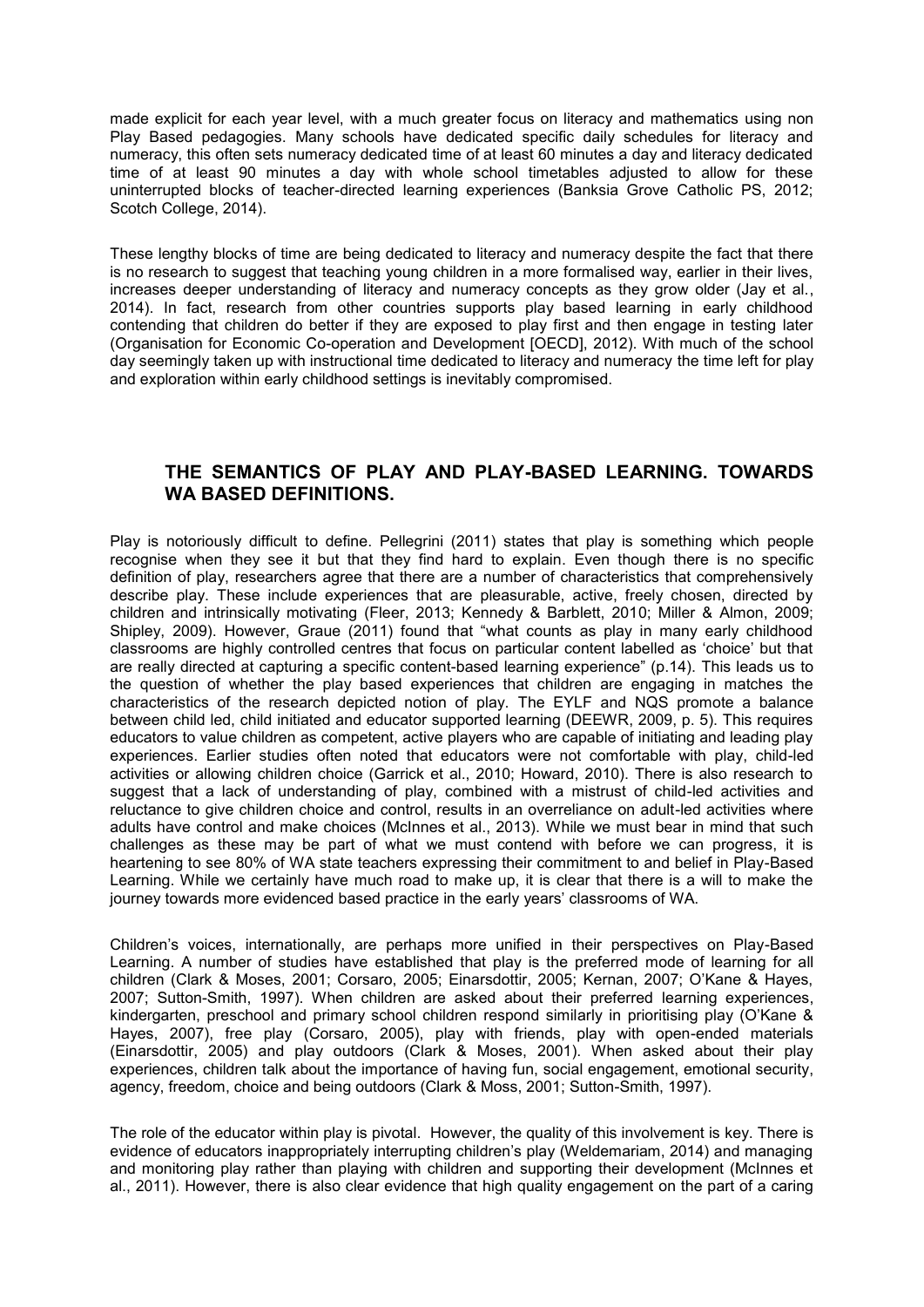made explicit for each year level, with a much greater focus on literacy and mathematics using non Play Based pedagogies. Many schools have dedicated specific daily schedules for literacy and numeracy, this often sets numeracy dedicated time of at least 60 minutes a day and literacy dedicated time of at least 90 minutes a day with whole school timetables adjusted to allow for these uninterrupted blocks of teacher-directed learning experiences (Banksia Grove Catholic PS, 2012; Scotch College, 2014).

These lengthy blocks of time are being dedicated to literacy and numeracy despite the fact that there is no research to suggest that teaching young children in a more formalised way, earlier in their lives, increases deeper understanding of literacy and numeracy concepts as they grow older (Jay et al., 2014). In fact, research from other countries supports play based learning in early childhood contending that children do better if they are exposed to play first and then engage in testing later (Organisation for Economic Co-operation and Development [OECD], 2012). With much of the school day seemingly taken up with instructional time dedicated to literacy and numeracy the time left for play and exploration within early childhood settings is inevitably compromised.

## THE SEMANTICS OF PLAY AND PLAY-BASED LEARNING. TOWARDS WA BASED DEFINITIONS.

Play is notoriously difficult to define. Pellegrini (2011) states that play is something which people recognise when they see it but that they find hard to explain. Even though there is no specific definition of play, researchers agree that there are a number of characteristics that comprehensively describe play. These include experiences that are pleasurable, active, freely chosen, directed by children and intrinsically motivating (Fleer, 2013; Kennedy & Barblett, 2010; Miller & Almon, 2009; Shipley, 2009). However, Graue (2011) found that "what counts as play in many early childhood classrooms are highly controlled centres that focus on particular content labelled as 'choice' but that are really directed at capturing a specific content-based learning experience" (p.14). This leads us to the question of whether the play based experiences that children are engaging in matches the characteristics of the research depicted notion of play. The EYLF and NQS promote a balance between child led, child initiated and educator supported learning (DEEWR, 2009, p. 5). This requires educators to value children as competent, active players who are capable of initiating and leading play experiences. Earlier studies often noted that educators were not comfortable with play, child-led activities or allowing children choice (Garrick et al., 2010; Howard, 2010). There is also research to suggest that a lack of understanding of play, combined with a mistrust of child-led activities and reluctance to give children choice and control, results in an overreliance on adult-led activities where adults have control and make choices (McInnes et al., 2013). While we must bear in mind that such challenges as these may be part of what we must contend with before we can progress, it is heartening to see 80% of WA state teachers expressing their commitment to and belief in Play-Based Learning. While we certainly have much road to make up, it is clear that there is a will to make the journey towards more evidenced based practice in the early years' classrooms of WA.

Children's voices, internationally, are perhaps more unified in their perspectives on Play-Based Learning. A number of studies have established that play is the preferred mode of learning for all children (Clark & Moses, 2001; Corsaro, 2005; Einarsdottir, 2005; Kernan, 2007; O'Kane & Hayes, 2007; Sutton-Smith, 1997). When children are asked about their preferred learning experiences, kindergarten, preschool and primary school children respond similarly in prioritising play (O'Kane & Hayes, 2007), free play (Corsaro, 2005), play with friends, play with open-ended materials (Einarsdottir, 2005) and play outdoors (Clark & Moses, 2001). When asked about their play experiences, children talk about the importance of having fun, social engagement, emotional security, agency, freedom, choice and being outdoors (Clark & Moss, 2001; Sutton-Smith, 1997).

The role of the educator within play is pivotal. However, the quality of this involvement is key. There is evidence of educators inappropriately interrupting children's play (Weldemariam, 2014) and managing and monitoring play rather than playing with children and supporting their development (McInnes et al., 2011). However, there is also clear evidence that high quality engagement on the part of a caring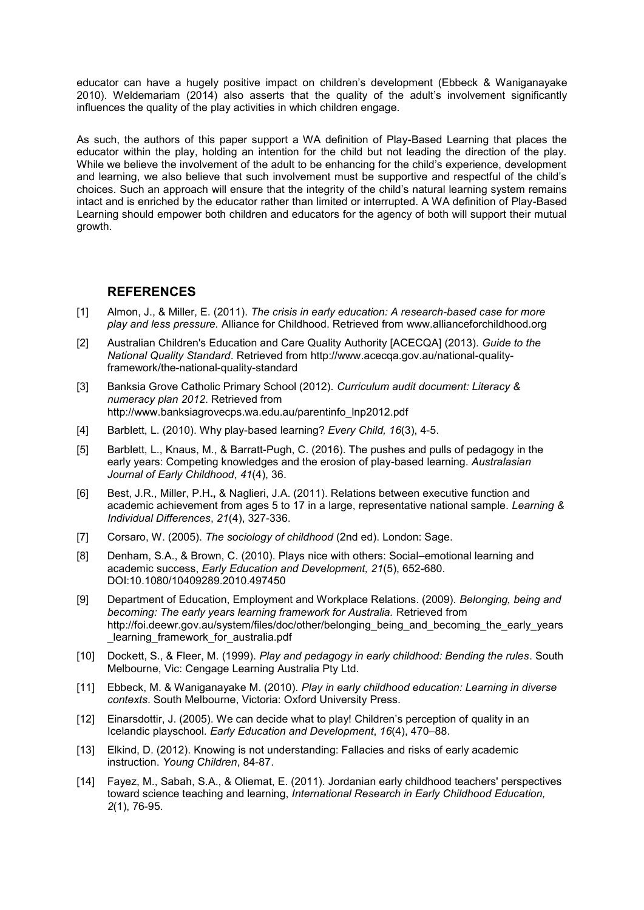educator can have a hugely positive impact on children's development (Ebbeck & Waniganayake 2010). Weldemariam (2014) also asserts that the quality of the adult's involvement significantly influences the quality of the play activities in which children engage.

As such, the authors of this paper support a WA definition of Play-Based Learning that places the educator within the play, holding an intention for the child but not leading the direction of the play. While we believe the involvement of the adult to be enhancing for the child's experience, development and learning, we also believe that such involvement must be supportive and respectful of the child's choices. Such an approach will ensure that the integrity of the child's natural learning system remains intact and is enriched by the educator rather than limited or interrupted. A WA definition of Play-Based Learning should empower both children and educators for the agency of both will support their mutual growth.

## REFERENCES

[1] Almon, J., & Miller, E. (2011). *The crisis in early education: A research-based case for more play and less pressure.* Alliance for Childhood. Retrieved from www.allianceforchildhood.org

[2] Australian Children's Education and Care Quality Authority [ACECQA] (2013). *Guide to the National Quality Standard*. Retrieved from http://www.acecqa.gov.au/national-quality-framework/the-national-quality-standard

[3] Banksia Grove Catholic Primary School (2012). *Curriculum audit document: Literacy & numeracy plan 2012*. Retrieved from http://www.banksiagrovecps.wa.edu.au/parentinfo_lnp2012.pdf

[4] Barblett, L. (2010). Why play-based learning? *Every Child, 16*(3), 4-5.

[5] Barblett, L., Knaus, M., & Barratt-Pugh, C. (2016). The pushes and pulls of pedagogy in the early years: Competing knowledges and the erosion of play-based learning. *Australasian Journal of Early Childhood*, *41*(4), 36.

[6] Best, J.R., Miller, P.H., & Naglieri, J.A. (2011). Relations between executive function and academic achievement from ages 5 to 17 in a large, representative national sample. *Learning & Individual Differences*, *21*(4), 327-336.

[7] Corsaro, W. (2005). *The sociology of childhood* (2nd ed). London: Sage.

[8] Denham, S.A., & Brown, C. (2010). Plays nice with others: Social–emotional learning and academic success, *Early Education and Development, 21*(5), 652-680. DOI:10.1080/10409289.2010.497450

[9] Department of Education, Employment and Workplace Relations. (2009). *Belonging, being and becoming: The early years learning framework for Australia.* Retrieved from http://foi.deewr.gov.au/system/files/doc/other/belonging_being_and_becoming_the_early_years_learning_framework_for_australia.pdf

[10] Dockett, S., & Fleer, M. (1999). *Play and pedagogy in early childhood: Bending the rules*. South Melbourne, Vic: Cengage Learning Australia Pty Ltd.

[11] Ebbeck, M. & Waniganayake M. (2010). *Play in early childhood education: Learning in diverse contexts*. South Melbourne, Victoria: Oxford University Press.

[12] Einarsdottir, J. (2005). We can decide what to play! Children's perception of quality in an Icelandic playschool. *Early Education and Development*, *16*(4), 470–88.

[13] Elkind, D. (2012). Knowing is not understanding: Fallacies and risks of early academic instruction. *Young Children*, 84-87.

[14] Fayez, M., Sabah, S.A., & Oliemat, E. (2011). Jordanian early childhood teachers' perspectives toward science teaching and learning, *International Research in Early Childhood Education, 2*(1), 76-95.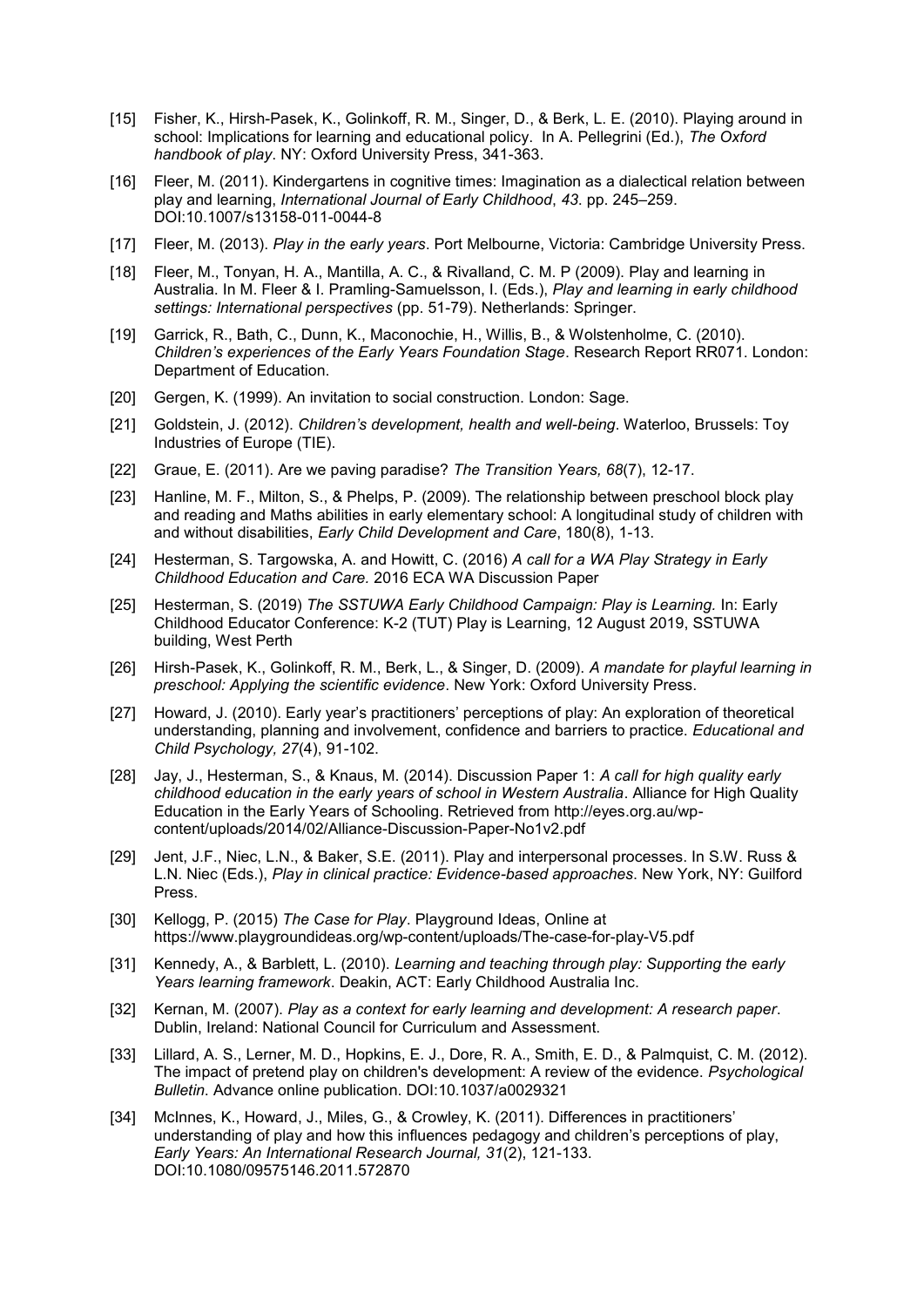[15] Fisher, K., Hirsh-Pasek, K., Golinkoff, R. M., Singer, D., & Berk, L. E. (2010). Playing around in school: Implications for learning and educational policy. In A. Pellegrini (Ed.), *The Oxford handbook of play*. NY: Oxford University Press, 341-363.

[16] Fleer, M. (2011). Kindergartens in cognitive times: Imagination as a dialectical relation between play and learning, *International Journal of Early Childhood*, *43*. pp. 245–259. DOI:10.1007/s13158-011-0044-8

[17] Fleer, M. (2013). *Play in the early years*. Port Melbourne, Victoria: Cambridge University Press.

[18] Fleer, M., Tonyan, H. A., Mantilla, A. C., & Rivalland, C. M. P (2009). Play and learning in Australia. In M. Fleer & I. Pramling-Samuelsson, I. (Eds.), *Play and learning in early childhood settings: International perspectives* (pp. 51-79). Netherlands: Springer.

[19] Garrick, R., Bath, C., Dunn, K., Maconochie, H., Willis, B., & Wolstenholme, C. (2010). *Children's experiences of the Early Years Foundation Stage*. Research Report RR071. London: Department of Education.

[20] Gergen, K. (1999). An invitation to social construction. London: Sage.

[21] Goldstein, J. (2012). *Children's development, health and well-being*. Waterloo, Brussels: Toy Industries of Europe (TIE).

[22] Graue, E. (2011). Are we paving paradise? *The Transition Years, 68*(7), 12-17.

[23] Hanline, M. F., Milton, S., & Phelps, P. (2009). The relationship between preschool block play and reading and Maths abilities in early elementary school: A longitudinal study of children with and without disabilities, *Early Child Development and Care*, 180(8), 1-13.

[24] Hesterman, S. Targowska, A. and Howitt, C. (2016) *A call for a WA Play Strategy in Early Childhood Education and Care.* 2016 ECA WA Discussion Paper

[25] Hesterman, S. (2019) *The SSTUWA Early Childhood Campaign: Play is Learning.* In: Early Childhood Educator Conference: K-2 (TUT) Play is Learning, 12 August 2019, SSTUWA building, West Perth

[26] Hirsh-Pasek, K., Golinkoff, R. M., Berk, L., & Singer, D. (2009). *A mandate for playful learning in preschool: Applying the scientific evidence*. New York: Oxford University Press.

[27] Howard, J. (2010). Early year's practitioners' perceptions of play: An exploration of theoretical understanding, planning and involvement, confidence and barriers to practice. *Educational and Child Psychology, 27*(4), 91-102.

[28] Jay, J., Hesterman, S., & Knaus, M. (2014). Discussion Paper 1: *A call for high quality early childhood education in the early years of school in Western Australia*. Alliance for High Quality Education in the Early Years of Schooling. Retrieved from http://eyes.org.au/wp-content/uploads/2014/02/Alliance-Discussion-Paper-No1v2.pdf

[29] Jent, J.F., Niec, L.N., & Baker, S.E. (2011). Play and interpersonal processes. In S.W. Russ & L.N. Niec (Eds.), *Play in clinical practice: Evidence-based approaches*. New York, NY: Guilford Press.

[30] Kellogg, P. (2015) *The Case for Play*. Playground Ideas, Online at https://www.playgroundideas.org/wp-content/uploads/The-case-for-play-V5.pdf

[31] Kennedy, A., & Barblett, L. (2010). *Learning and teaching through play: Supporting the early Years learning framework*. Deakin, ACT: Early Childhood Australia Inc.

[32] Kernan, M. (2007). *Play as a context for early learning and development: A research paper*. Dublin, Ireland: National Council for Curriculum and Assessment.

[33] Lillard, A. S., Lerner, M. D., Hopkins, E. J., Dore, R. A., Smith, E. D., & Palmquist, C. M. (2012). The impact of pretend play on children's development: A review of the evidence. *Psychological Bulletin*. Advance online publication. DOI:10.1037/a0029321

[34] McInnes, K., Howard, J., Miles, G., & Crowley, K. (2011). Differences in practitioners' understanding of play and how this influences pedagogy and children's perceptions of play, *Early Years: An International Research Journal, 31*(2), 121-133. DOI:10.1080/09575146.2011.572870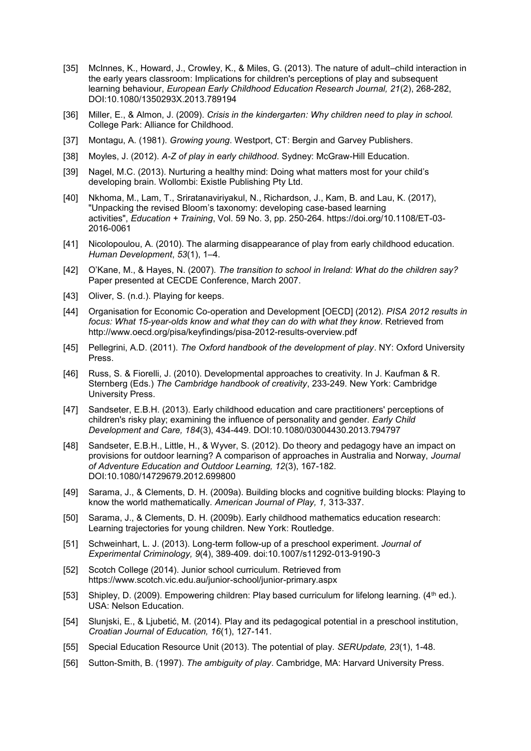[35] McInnes, K., Howard, J., Crowley, K., & Miles, G. (2013). The nature of adult–child interaction in the early years classroom: Implications for children's perceptions of play and subsequent learning behaviour, *European Early Childhood Education Research Journal, 21*(2), 268-282, DOI:10.1080/1350293X.2013.789194

[36] Miller, E., & Almon, J. (2009). *Crisis in the kindergarten: Why children need to play in school.* College Park: Alliance for Childhood.

[37] Montagu, A. (1981). *Growing young*. Westport, CT: Bergin and Garvey Publishers.

[38] Moyles, J. (2012). *A-Z of play in early childhood*. Sydney: McGraw-Hill Education.

[39] Nagel, M.C. (2013). Nurturing a healthy mind: Doing what matters most for your child's developing brain. Wollombi: Existle Publishing Pty Ltd.

[40] Nkhoma, M., Lam, T., Sriratanaviriyakul, N., Richardson, J., Kam, B. and Lau, K. (2017), "Unpacking the revised Bloom's taxonomy: developing case-based learning activities", *Education + Training*, Vol. 59 No. 3, pp. 250-264. https://doi.org/10.1108/ET-03-2016-0061

[41] Nicolopoulou, A. (2010). The alarming disappearance of play from early childhood education. *Human Development*, *53*(1), 1–4.

[42] O'Kane, M., & Hayes, N. (2007). *The transition to school in Ireland: What do the children say?* Paper presented at CECDE Conference, March 2007.

[43] Oliver, S. (n.d.). Playing for keeps.

[44] Organisation for Economic Co-operation and Development [OECD] (2012). *PISA 2012 results in focus: What 15-year-olds know and what they can do with what they know*. Retrieved from http://www.oecd.org/pisa/keyfindings/pisa-2012-results-overview.pdf

[45] Pellegrini, A.D. (2011). *The Oxford handbook of the development of play*. NY: Oxford University Press.

[46] Russ, S. & Fiorelli, J. (2010). Developmental approaches to creativity. In J. Kaufman & R. Sternberg (Eds.) *The Cambridge handbook of creativity*, 233-249. New York: Cambridge University Press.

[47] Sandseter, E.B.H. (2013). Early childhood education and care practitioners' perceptions of children's risky play; examining the influence of personality and gender. *Early Child Development and Care, 184*(3), 434-449. DOI:10.1080/03004430.2013.794797

[48] Sandseter, E.B.H., Little, H., & Wyver, S. (2012). Do theory and pedagogy have an impact on provisions for outdoor learning? A comparison of approaches in Australia and Norway, *Journal of Adventure Education and Outdoor Learning, 12*(3), 167-182. DOI:10.1080/14729679.2012.699800

[49] Sarama, J., & Clements, D. H. (2009a). Building blocks and cognitive building blocks: Playing to know the world mathematically. *American Journal of Play, 1,* 313-337.

[50] Sarama, J., & Clements, D. H. (2009b). Early childhood mathematics education research: Learning trajectories for young children. New York: Routledge.

[51] Schweinhart, L. J. (2013). Long-term follow-up of a preschool experiment. *Journal of Experimental Criminology, 9*(4), 389-409. doi:10.1007/s11292-013-9190-3

[52] Scotch College (2014). Junior school curriculum. Retrieved from https://www.scotch.vic.edu.au/junior-school/junior-primary.aspx

[53] Shipley, D. (2009). Empowering children: Play based curriculum for lifelong learning. (4th ed.). USA: Nelson Education.

[54] Slunjski, E., & Ljubetić, M. (2014). Play and its pedagogical potential in a preschool institution, *Croatian Journal of Education, 16*(1), 127-141.

[55] Special Education Resource Unit (2013). The potential of play. *SERUpdate, 23*(1), 1-48.

[56] Sutton-Smith, B. (1997). *The ambiguity of play*. Cambridge, MA: Harvard University Press.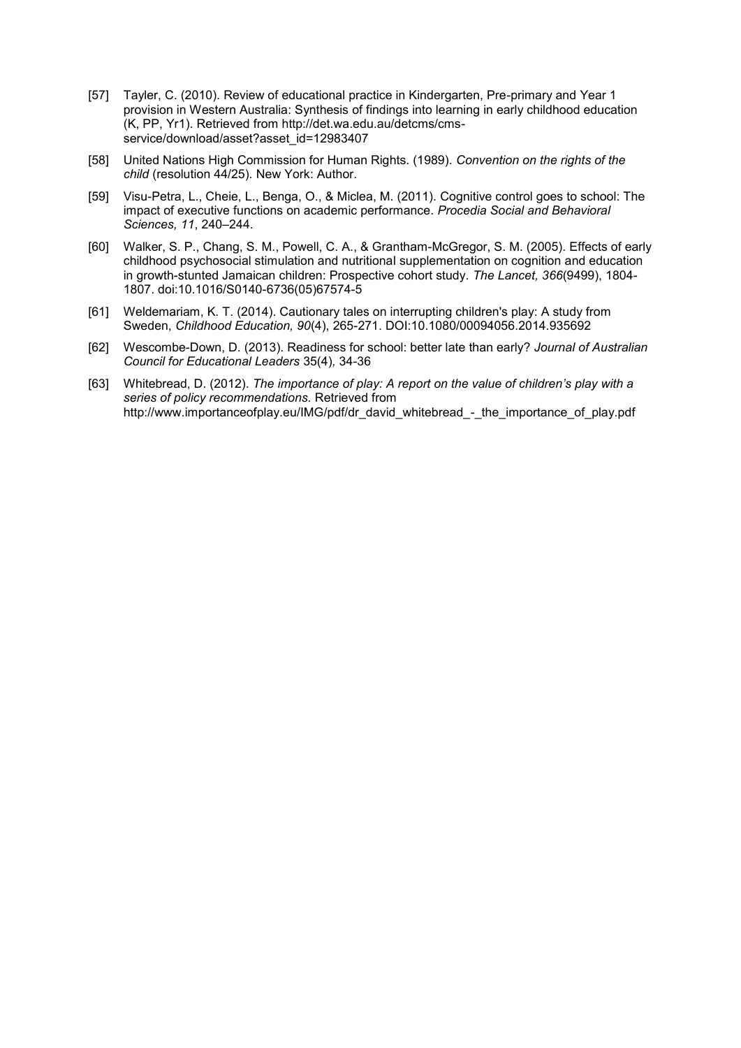[57] Tayler, C. (2010). Review of educational practice in Kindergarten, Pre-primary and Year 1 provision in Western Australia: Synthesis of findings into learning in early childhood education (K, PP, Yr1). Retrieved from http://det.wa.edu.au/detcms/cms-service/download/asset?asset_id=12983407

[58] United Nations High Commission for Human Rights. (1989). *Convention on the rights of the child* (resolution 44/25). New York: Author.

[59] Visu-Petra, L., Cheie, L., Benga, O., & Miclea, M. (2011). Cognitive control goes to school: The impact of executive functions on academic performance. *Procedia Social and Behavioral Sciences, 11*, 240–244.

[60] Walker, S. P., Chang, S. M., Powell, C. A., & Grantham-McGregor, S. M. (2005). Effects of early childhood psychosocial stimulation and nutritional supplementation on cognition and education in growth-stunted Jamaican children: Prospective cohort study. *The Lancet, 366*(9499), 1804-1807. doi:10.1016/S0140-6736(05)67574-5

[61] Weldemariam, K. T. (2014). Cautionary tales on interrupting children's play: A study from Sweden, *Childhood Education, 90*(4), 265-271. DOI:10.1080/00094056.2014.935692

[62] Wescombe-Down, D. (2013). Readiness for school: better late than early? *Journal of Australian Council for Educational Leaders* 35(4)*,* 34-36

[63] Whitebread, D. (2012). *The importance of play: A report on the value of children's play with a series of policy recommendations.* Retrieved from http://www.importanceofplay.eu/IMG/pdf/dr_david_whitebread_-_the_importance_of_play.pdf